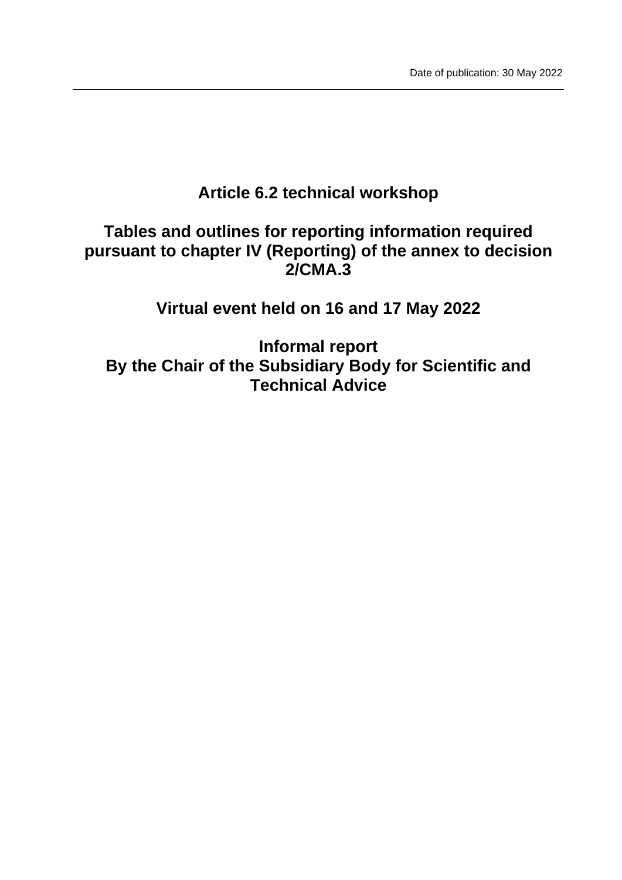Date of publication: 30 May 2022

# Article 6.2 technical workshop

# Tables and outlines for reporting information required pursuant to chapter IV (Reporting) of the annex to decision 2/CMA.3

# Virtual event held on 16 and 17 May 2022

# Informal report
# By the Chair of the Subsidiary Body for Scientific and Technical Advice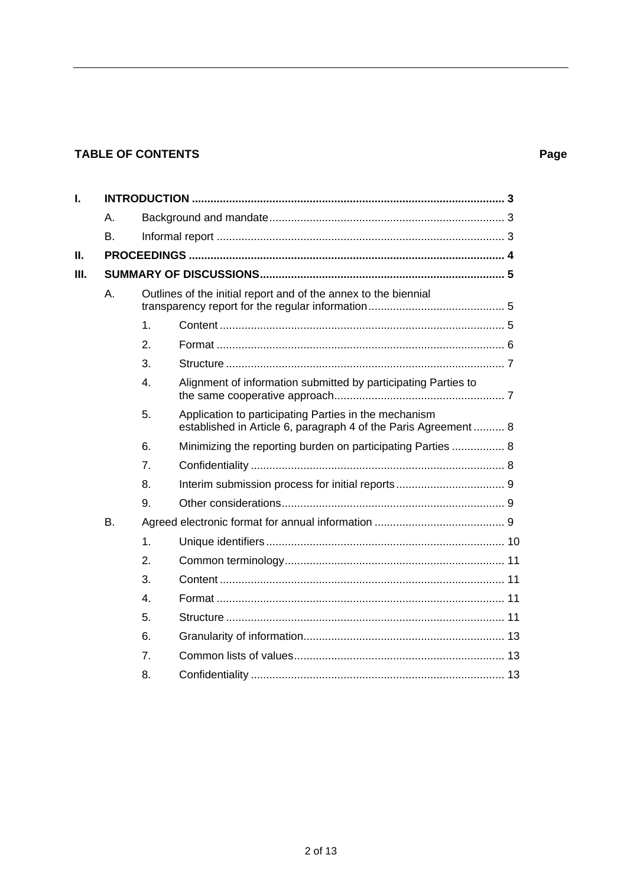## TABLE OF CONTENTS

| | | | Page |
|---|---|---|---|
| **I.** | **INTRODUCTION** | | **3** |
| | A. | Background and mandate | 3 |
| | B. | Informal report | 3 |
| **II.** | **PROCEEDINGS** | | **4** |
| **III.** | **SUMMARY OF DISCUSSIONS** | | **5** |
| | A. | Outlines of the initial report and of the annex to the biennial transparency report for the regular information | 5 |
| | | 1. Content | 5 |
| | | 2. Format | 6 |
| | | 3. Structure | 7 |
| | | 4. Alignment of information submitted by participating Parties to the same cooperative approach | 7 |
| | | 5. Application to participating Parties in the mechanism established in Article 6, paragraph 4 of the Paris Agreement | 8 |
| | | 6. Minimizing the reporting burden on participating Parties | 8 |
| | | 7. Confidentiality | 8 |
| | | 8. Interim submission process for initial reports | 9 |
| | | 9. Other considerations | 9 |
| | B. | Agreed electronic format for annual information | 9 |
| | | 1. Unique identifiers | 10 |
| | | 2. Common terminology | 11 |
| | | 3. Content | 11 |
| | | 4. Format | 11 |
| | | 5. Structure | 11 |
| | | 6. Granularity of information | 13 |
| | | 7. Common lists of values | 13 |
| | | 8. Confidentiality | 13 |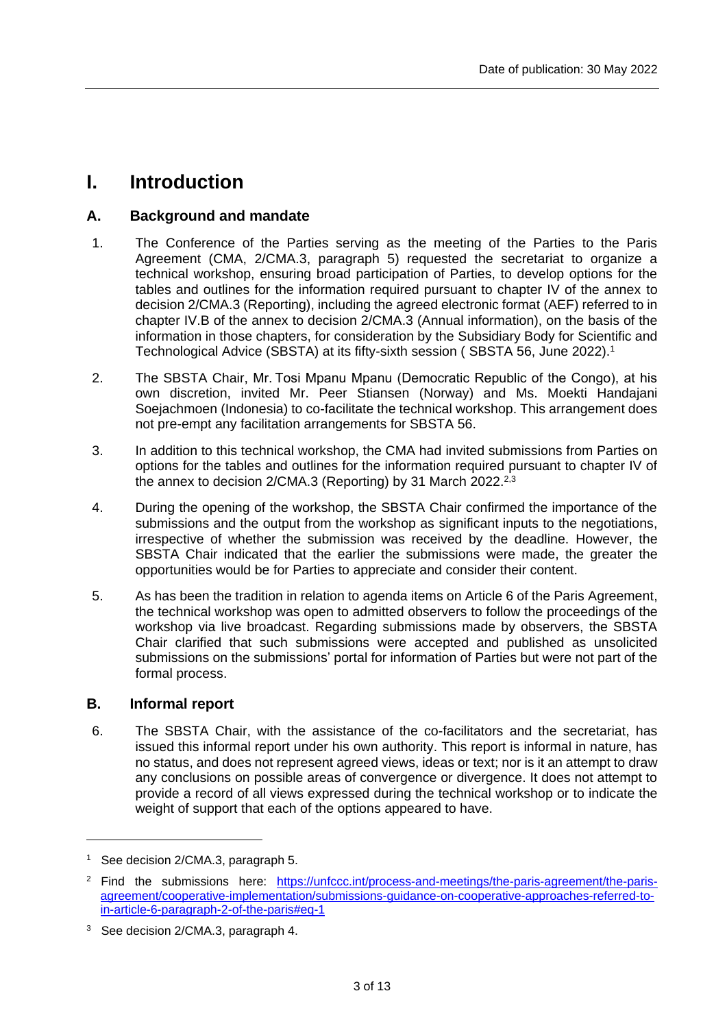Date of publication: 30 May 2022

# I. Introduction

## A. Background and mandate

1. The Conference of the Parties serving as the meeting of the Parties to the Paris Agreement (CMA, 2/CMA.3, paragraph 5) requested the secretariat to organize a technical workshop, ensuring broad participation of Parties, to develop options for the tables and outlines for the information required pursuant to chapter IV of the annex to decision 2/CMA.3 (Reporting), including the agreed electronic format (AEF) referred to in chapter IV.B of the annex to decision 2/CMA.3 (Annual information), on the basis of the information in those chapters, for consideration by the Subsidiary Body for Scientific and Technological Advice (SBSTA) at its fifty-sixth session ( SBSTA 56, June 2022).[1]

2. The SBSTA Chair, Mr. Tosi Mpanu Mpanu (Democratic Republic of the Congo), at his own discretion, invited Mr. Peer Stiansen (Norway) and Ms. Moekti Handajani Soejachmoen (Indonesia) to co-facilitate the technical workshop. This arrangement does not pre-empt any facilitation arrangements for SBSTA 56.

3. In addition to this technical workshop, the CMA had invited submissions from Parties on options for the tables and outlines for the information required pursuant to chapter IV of the annex to decision 2/CMA.3 (Reporting) by 31 March 2022.[2,3]

4. During the opening of the workshop, the SBSTA Chair confirmed the importance of the submissions and the output from the workshop as significant inputs to the negotiations, irrespective of whether the submission was received by the deadline. However, the SBSTA Chair indicated that the earlier the submissions were made, the greater the opportunities would be for Parties to appreciate and consider their content.

5. As has been the tradition in relation to agenda items on Article 6 of the Paris Agreement, the technical workshop was open to admitted observers to follow the proceedings of the workshop via live broadcast. Regarding submissions made by observers, the SBSTA Chair clarified that such submissions were accepted and published as unsolicited submissions on the submissions' portal for information of Parties but were not part of the formal process.

## B. Informal report

6. The SBSTA Chair, with the assistance of the co-facilitators and the secretariat, has issued this informal report under his own authority. This report is informal in nature, has no status, and does not represent agreed views, ideas or text; nor is it an attempt to draw any conclusions on possible areas of convergence or divergence. It does not attempt to provide a record of all views expressed during the technical workshop or to indicate the weight of support that each of the options appeared to have.

---

[1] See decision 2/CMA.3, paragraph 5.

[2] Find the submissions here: https://unfccc.int/process-and-meetings/the-paris-agreement/the-paris-agreement/cooperative-implementation/submissions-guidance-on-cooperative-approaches-referred-to-in-article-6-paragraph-2-of-the-paris#eq-1

[3] See decision 2/CMA.3, paragraph 4.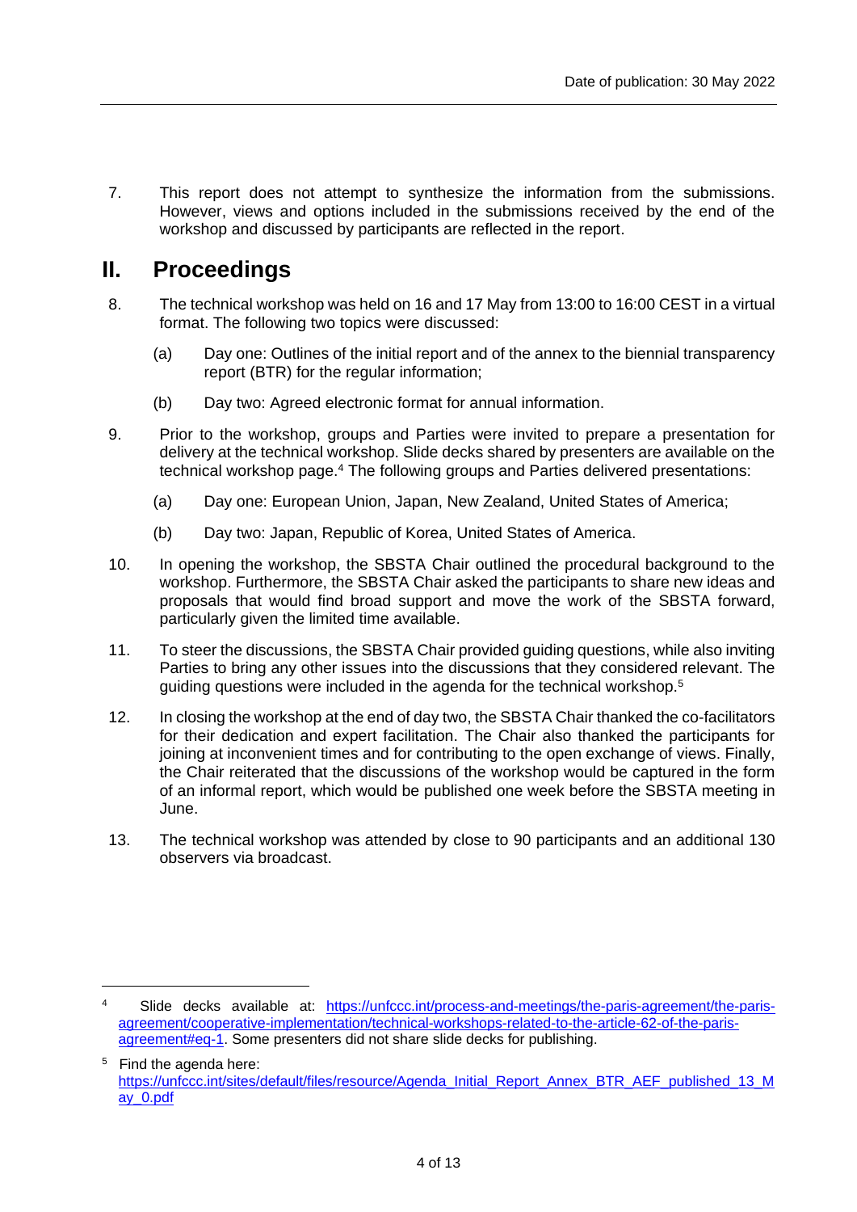7. This report does not attempt to synthesize the information from the submissions. However, views and options included in the submissions received by the end of the workshop and discussed by participants are reflected in the report.

# II. Proceedings

8. The technical workshop was held on 16 and 17 May from 13:00 to 16:00 CEST in a virtual format. The following two topics were discussed:

   (a) Day one: Outlines of the initial report and of the annex to the biennial transparency report (BTR) for the regular information;

   (b) Day two: Agreed electronic format for annual information.

9. Prior to the workshop, groups and Parties were invited to prepare a presentation for delivery at the technical workshop. Slide decks shared by presenters are available on the technical workshop page.[4] The following groups and Parties delivered presentations:

   (a) Day one: European Union, Japan, New Zealand, United States of America;

   (b) Day two: Japan, Republic of Korea, United States of America.

10. In opening the workshop, the SBSTA Chair outlined the procedural background to the workshop. Furthermore, the SBSTA Chair asked the participants to share new ideas and proposals that would find broad support and move the work of the SBSTA forward, particularly given the limited time available.

11. To steer the discussions, the SBSTA Chair provided guiding questions, while also inviting Parties to bring any other issues into the discussions that they considered relevant. The guiding questions were included in the agenda for the technical workshop.[5]

12. In closing the workshop at the end of day two, the SBSTA Chair thanked the co-facilitators for their dedication and expert facilitation. The Chair also thanked the participants for joining at inconvenient times and for contributing to the open exchange of views. Finally, the Chair reiterated that the discussions of the workshop would be captured in the form of an informal report, which would be published one week before the SBSTA meeting in June.

13. The technical workshop was attended by close to 90 participants and an additional 130 observers via broadcast.

---

[4] Slide decks available at: https://unfccc.int/process-and-meetings/the-paris-agreement/the-paris-agreement/cooperative-implementation/technical-workshops-related-to-the-article-62-of-the-paris-agreement#eq-1. Some presenters did not share slide decks for publishing.

[5] Find the agenda here: https://unfccc.int/sites/default/files/resource/Agenda_Initial_Report_Annex_BTR_AEF_published_13_May_0.pdf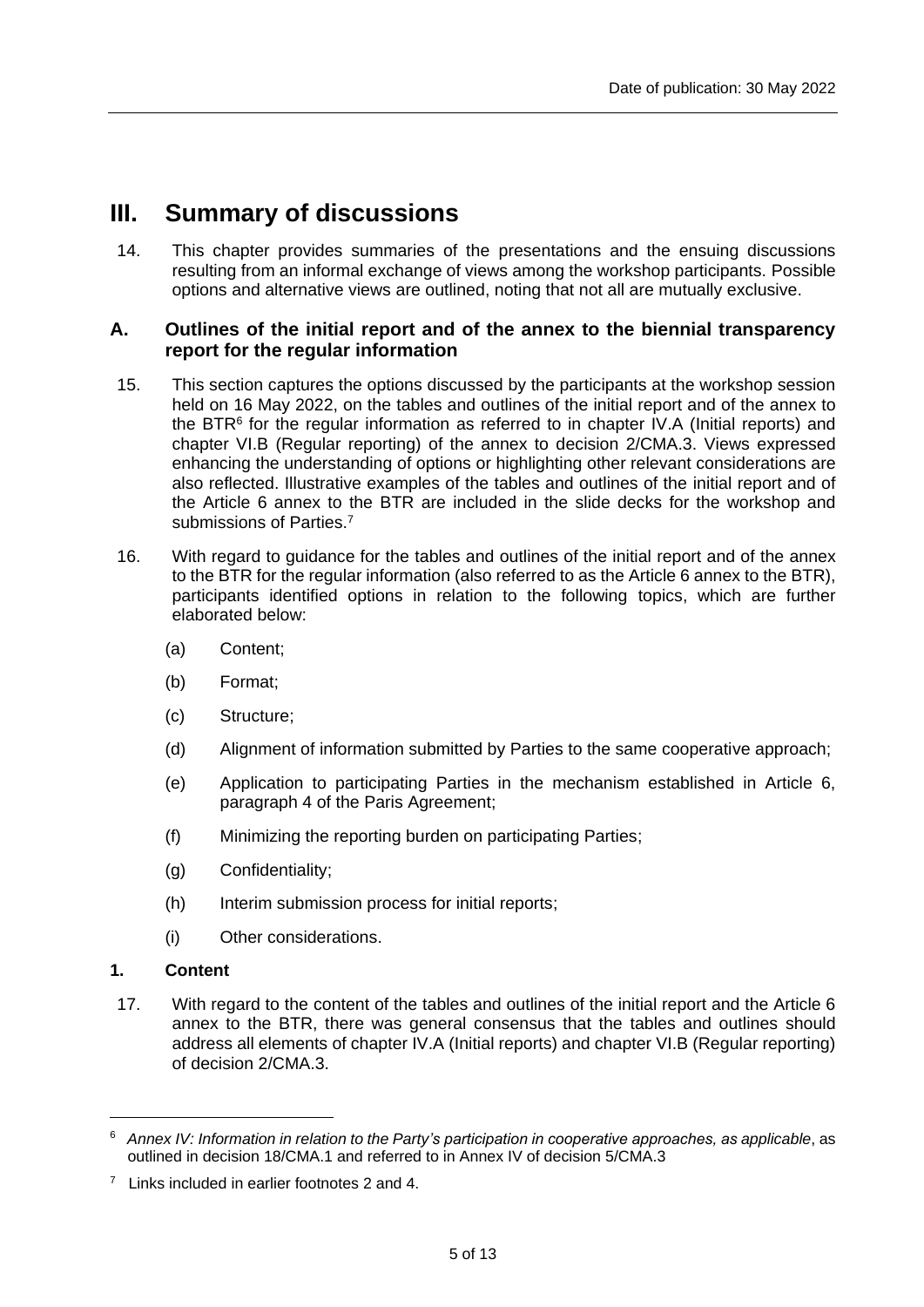# III. Summary of discussions

14. This chapter provides summaries of the presentations and the ensuing discussions resulting from an informal exchange of views among the workshop participants. Possible options and alternative views are outlined, noting that not all are mutually exclusive.

## A. Outlines of the initial report and of the annex to the biennial transparency report for the regular information

15. This section captures the options discussed by the participants at the workshop session held on 16 May 2022, on the tables and outlines of the initial report and of the annex to the BTR[6] for the regular information as referred to in chapter IV.A (Initial reports) and chapter VI.B (Regular reporting) of the annex to decision 2/CMA.3. Views expressed enhancing the understanding of options or highlighting other relevant considerations are also reflected. Illustrative examples of the tables and outlines of the initial report and of the Article 6 annex to the BTR are included in the slide decks for the workshop and submissions of Parties.[7]

16. With regard to guidance for the tables and outlines of the initial report and of the annex to the BTR for the regular information (also referred to as the Article 6 annex to the BTR), participants identified options in relation to the following topics, which are further elaborated below:

    (a) Content;

    (b) Format;

    (c) Structure;

    (d) Alignment of information submitted by Parties to the same cooperative approach;

    (e) Application to participating Parties in the mechanism established in Article 6, paragraph 4 of the Paris Agreement;

    (f) Minimizing the reporting burden on participating Parties;

    (g) Confidentiality;

    (h) Interim submission process for initial reports;

    (i) Other considerations.

### 1. Content

17. With regard to the content of the tables and outlines of the initial report and the Article 6 annex to the BTR, there was general consensus that the tables and outlines should address all elements of chapter IV.A (Initial reports) and chapter VI.B (Regular reporting) of decision 2/CMA.3.

---

[6] *Annex IV: Information in relation to the Party's participation in cooperative approaches, as applicable*, as outlined in decision 18/CMA.1 and referred to in Annex IV of decision 5/CMA.3

[7] Links included in earlier footnotes 2 and 4.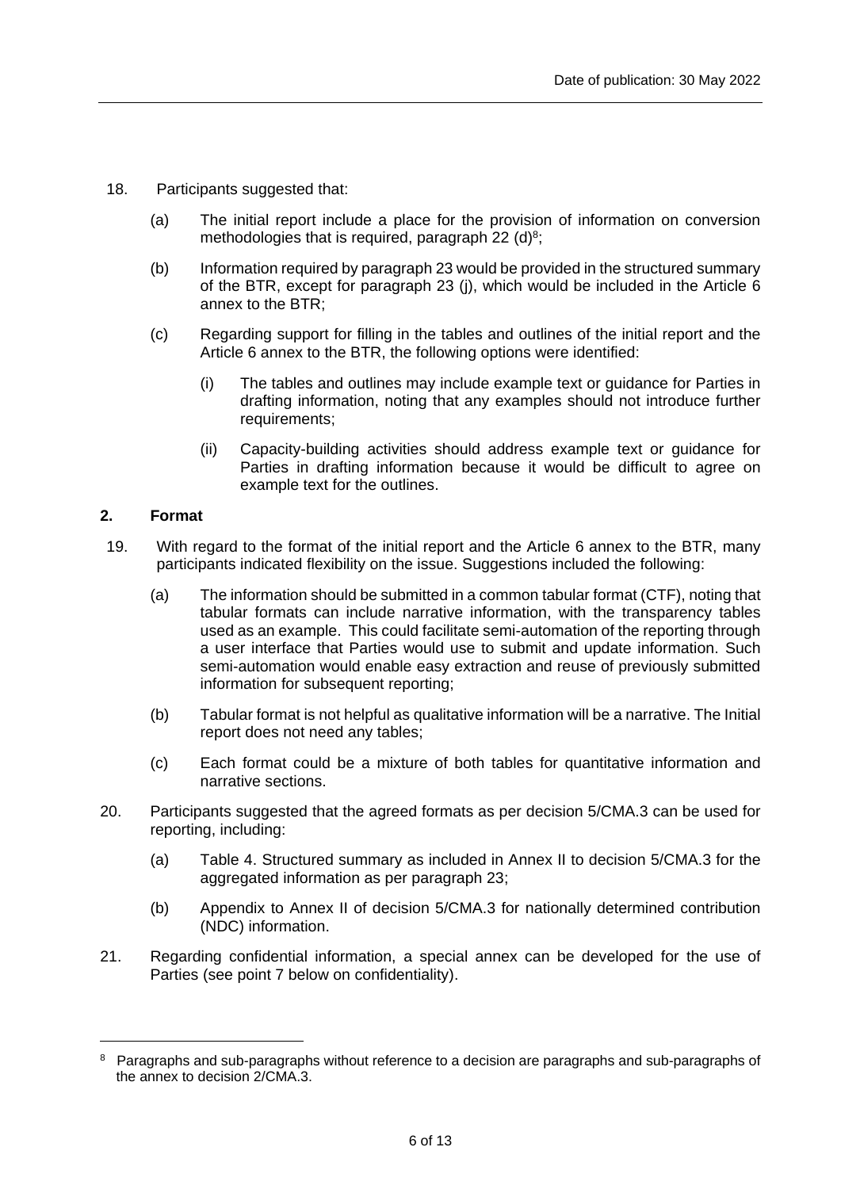18. Participants suggested that:

    (a) The initial report include a place for the provision of information on conversion methodologies that is required, paragraph 22 (d)[8];

    (b) Information required by paragraph 23 would be provided in the structured summary of the BTR, except for paragraph 23 (j), which would be included in the Article 6 annex to the BTR;

    (c) Regarding support for filling in the tables and outlines of the initial report and the Article 6 annex to the BTR, the following options were identified:

        (i) The tables and outlines may include example text or guidance for Parties in drafting information, noting that any examples should not introduce further requirements;

        (ii) Capacity-building activities should address example text or guidance for Parties in drafting information because it would be difficult to agree on example text for the outlines.

### 2. Format

19. With regard to the format of the initial report and the Article 6 annex to the BTR, many participants indicated flexibility on the issue. Suggestions included the following:

    (a) The information should be submitted in a common tabular format (CTF), noting that tabular formats can include narrative information, with the transparency tables used as an example. This could facilitate semi-automation of the reporting through a user interface that Parties would use to submit and update information. Such semi-automation would enable easy extraction and reuse of previously submitted information for subsequent reporting;

    (b) Tabular format is not helpful as qualitative information will be a narrative. The Initial report does not need any tables;

    (c) Each format could be a mixture of both tables for quantitative information and narrative sections.

20. Participants suggested that the agreed formats as per decision 5/CMA.3 can be used for reporting, including:

    (a) Table 4. Structured summary as included in Annex II to decision 5/CMA.3 for the aggregated information as per paragraph 23;

    (b) Appendix to Annex II of decision 5/CMA.3 for nationally determined contribution (NDC) information.

21. Regarding confidential information, a special annex can be developed for the use of Parties (see point 7 below on confidentiality).

---

[8] Paragraphs and sub-paragraphs without reference to a decision are paragraphs and sub-paragraphs of the annex to decision 2/CMA.3.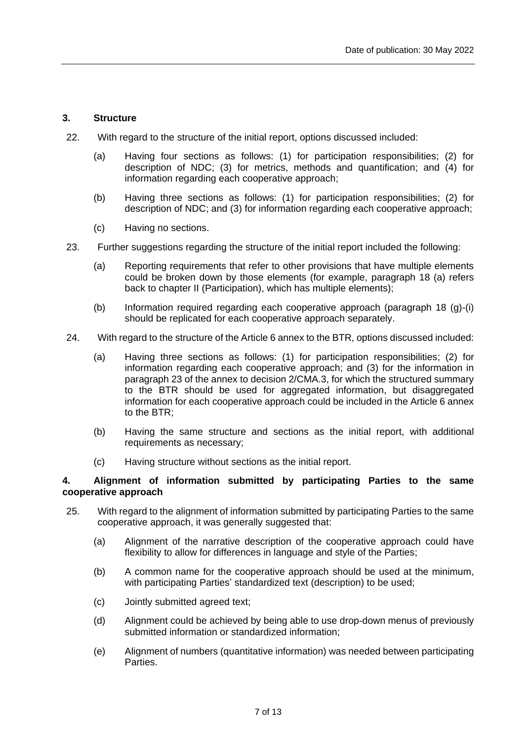### 3. Structure

22. With regard to the structure of the initial report, options discussed included:

    (a) Having four sections as follows: (1) for participation responsibilities; (2) for description of NDC; (3) for metrics, methods and quantification; and (4) for information regarding each cooperative approach;

    (b) Having three sections as follows: (1) for participation responsibilities; (2) for description of NDC; and (3) for information regarding each cooperative approach;

    (c) Having no sections.

23. Further suggestions regarding the structure of the initial report included the following:

    (a) Reporting requirements that refer to other provisions that have multiple elements could be broken down by those elements (for example, paragraph 18 (a) refers back to chapter II (Participation), which has multiple elements);

    (b) Information required regarding each cooperative approach (paragraph 18 (g)-(i) should be replicated for each cooperative approach separately.

24. With regard to the structure of the Article 6 annex to the BTR, options discussed included:

    (a) Having three sections as follows: (1) for participation responsibilities; (2) for information regarding each cooperative approach; and (3) for the information in paragraph 23 of the annex to decision 2/CMA.3, for which the structured summary to the BTR should be used for aggregated information, but disaggregated information for each cooperative approach could be included in the Article 6 annex to the BTR;

    (b) Having the same structure and sections as the initial report, with additional requirements as necessary;

    (c) Having structure without sections as the initial report.

### 4. Alignment of information submitted by participating Parties to the same cooperative approach

25. With regard to the alignment of information submitted by participating Parties to the same cooperative approach, it was generally suggested that:

    (a) Alignment of the narrative description of the cooperative approach could have flexibility to allow for differences in language and style of the Parties;

    (b) A common name for the cooperative approach should be used at the minimum, with participating Parties' standardized text (description) to be used;

    (c) Jointly submitted agreed text;

    (d) Alignment could be achieved by being able to use drop-down menus of previously submitted information or standardized information;

    (e) Alignment of numbers (quantitative information) was needed between participating Parties.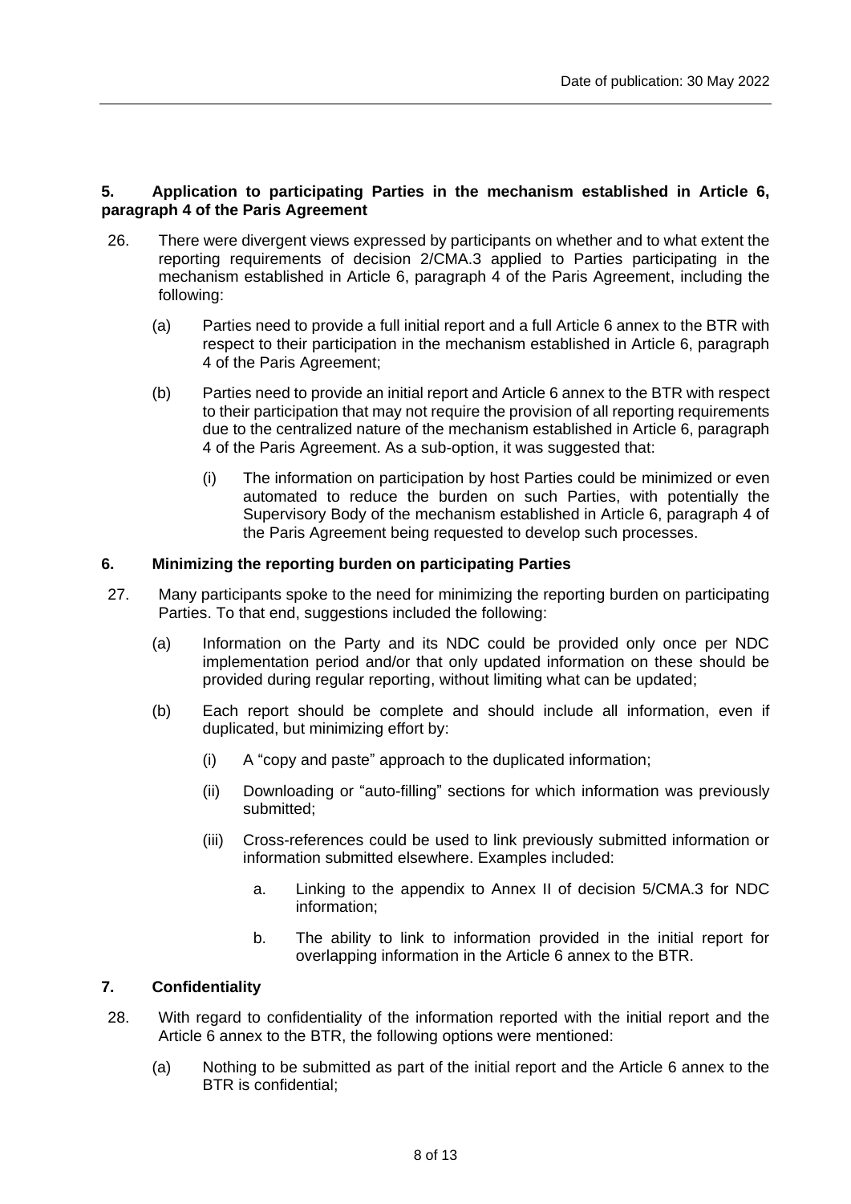Date of publication: 30 May 2022

## 5. Application to participating Parties in the mechanism established in Article 6, paragraph 4 of the Paris Agreement

26. There were divergent views expressed by participants on whether and to what extent the reporting requirements of decision 2/CMA.3 applied to Parties participating in the mechanism established in Article 6, paragraph 4 of the Paris Agreement, including the following:

    (a) Parties need to provide a full initial report and a full Article 6 annex to the BTR with respect to their participation in the mechanism established in Article 6, paragraph 4 of the Paris Agreement;

    (b) Parties need to provide an initial report and Article 6 annex to the BTR with respect to their participation that may not require the provision of all reporting requirements due to the centralized nature of the mechanism established in Article 6, paragraph 4 of the Paris Agreement. As a sub-option, it was suggested that:

        (i) The information on participation by host Parties could be minimized or even automated to reduce the burden on such Parties, with potentially the Supervisory Body of the mechanism established in Article 6, paragraph 4 of the Paris Agreement being requested to develop such processes.

## 6. Minimizing the reporting burden on participating Parties

27. Many participants spoke to the need for minimizing the reporting burden on participating Parties. To that end, suggestions included the following:

    (a) Information on the Party and its NDC could be provided only once per NDC implementation period and/or that only updated information on these should be provided during regular reporting, without limiting what can be updated;

    (b) Each report should be complete and should include all information, even if duplicated, but minimizing effort by:

        (i) A "copy and paste" approach to the duplicated information;

        (ii) Downloading or "auto-filling" sections for which information was previously submitted;

        (iii) Cross-references could be used to link previously submitted information or information submitted elsewhere. Examples included:

            a. Linking to the appendix to Annex II of decision 5/CMA.3 for NDC information;

            b. The ability to link to information provided in the initial report for overlapping information in the Article 6 annex to the BTR.

## 7. Confidentiality

28. With regard to confidentiality of the information reported with the initial report and the Article 6 annex to the BTR, the following options were mentioned:

    (a) Nothing to be submitted as part of the initial report and the Article 6 annex to the BTR is confidential;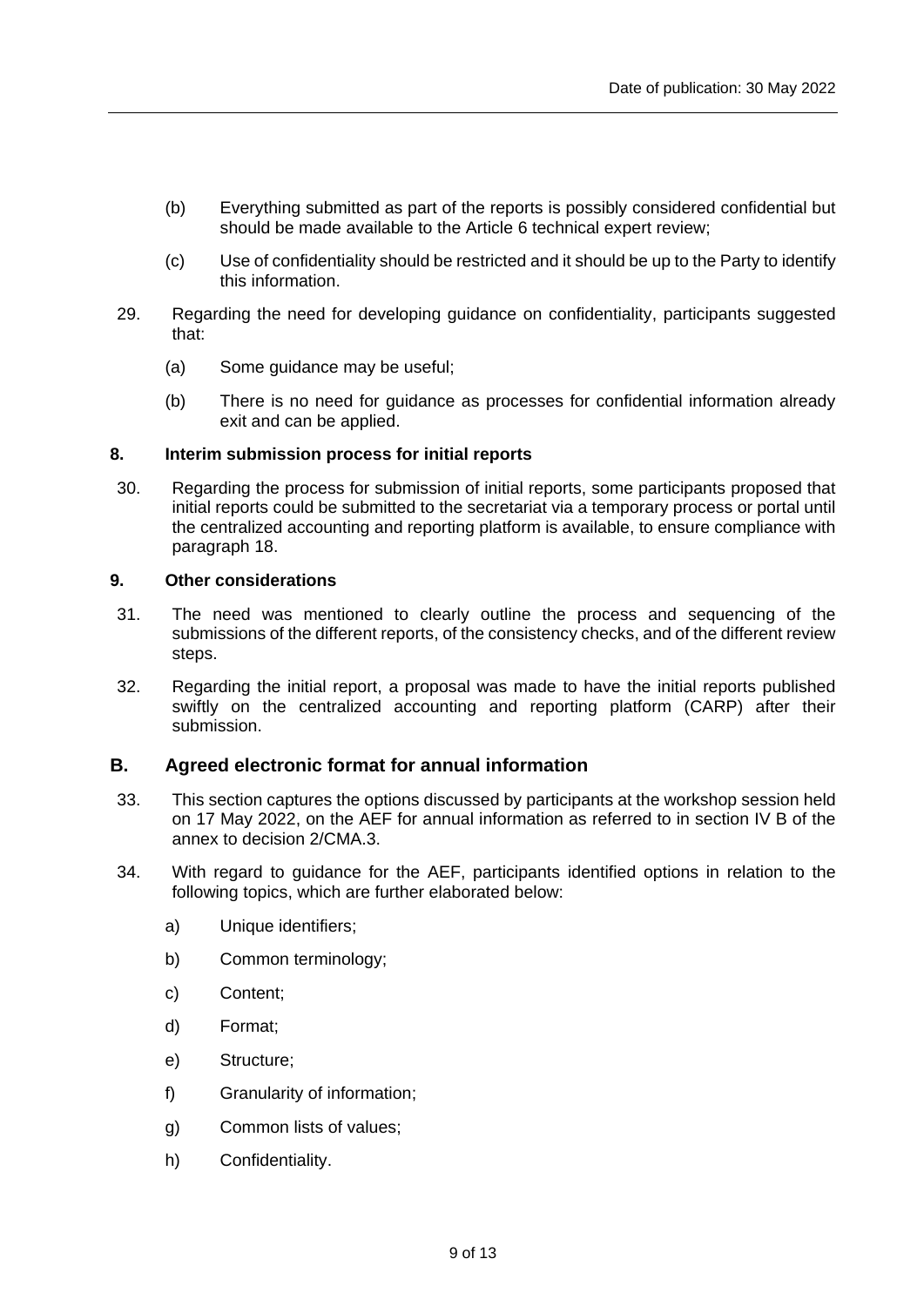(b) Everything submitted as part of the reports is possibly considered confidential but should be made available to the Article 6 technical expert review;

(c) Use of confidentiality should be restricted and it should be up to the Party to identify this information.

29. Regarding the need for developing guidance on confidentiality, participants suggested that:

(a) Some guidance may be useful;

(b) There is no need for guidance as processes for confidential information already exit and can be applied.

#### 8. Interim submission process for initial reports

30. Regarding the process for submission of initial reports, some participants proposed that initial reports could be submitted to the secretariat via a temporary process or portal until the centralized accounting and reporting platform is available, to ensure compliance with paragraph 18.

#### 9. Other considerations

31. The need was mentioned to clearly outline the process and sequencing of the submissions of the different reports, of the consistency checks, and of the different review steps.

32. Regarding the initial report, a proposal was made to have the initial reports published swiftly on the centralized accounting and reporting platform (CARP) after their submission.

### B. Agreed electronic format for annual information

33. This section captures the options discussed by participants at the workshop session held on 17 May 2022, on the AEF for annual information as referred to in section IV B of the annex to decision 2/CMA.3.

34. With regard to guidance for the AEF, participants identified options in relation to the following topics, which are further elaborated below:

a) Unique identifiers;

b) Common terminology;

c) Content;

d) Format;

e) Structure;

f) Granularity of information;

g) Common lists of values;

h) Confidentiality.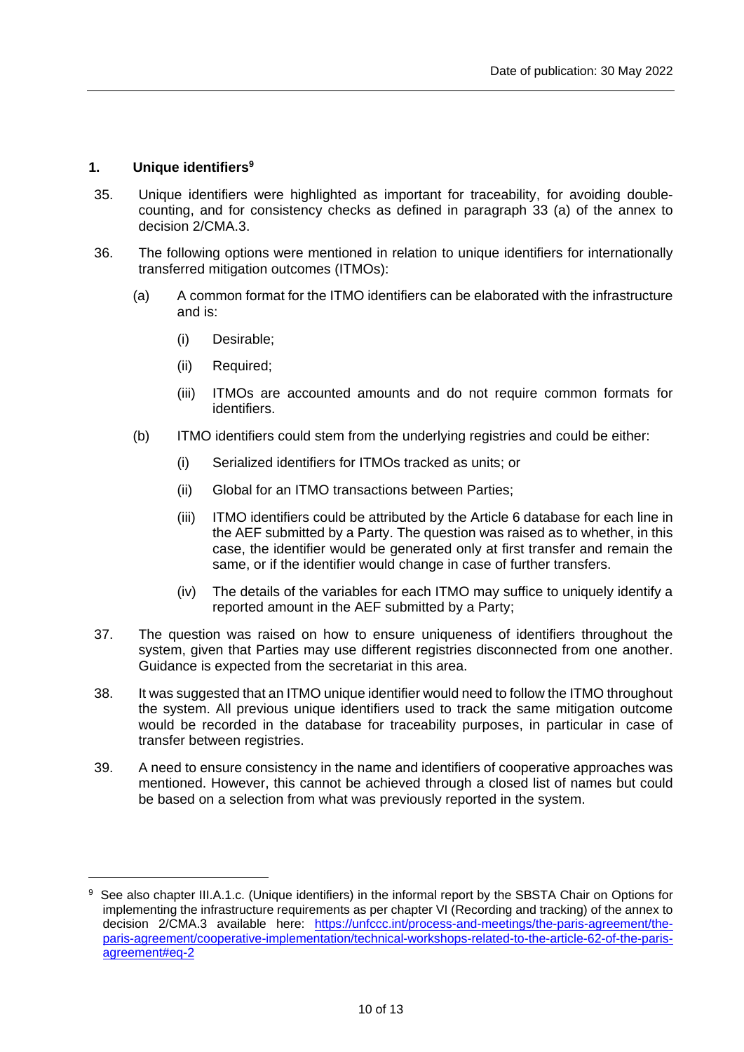### 1. Unique identifiers[9]

35. Unique identifiers were highlighted as important for traceability, for avoiding double-counting, and for consistency checks as defined in paragraph 33 (a) of the annex to decision 2/CMA.3.

36. The following options were mentioned in relation to unique identifiers for internationally transferred mitigation outcomes (ITMOs):

    (a) A common format for the ITMO identifiers can be elaborated with the infrastructure and is:

        (i) Desirable;

        (ii) Required;

        (iii) ITMOs are accounted amounts and do not require common formats for identifiers.

    (b) ITMO identifiers could stem from the underlying registries and could be either:

        (i) Serialized identifiers for ITMOs tracked as units; or

        (ii) Global for an ITMO transactions between Parties;

        (iii) ITMO identifiers could be attributed by the Article 6 database for each line in the AEF submitted by a Party. The question was raised as to whether, in this case, the identifier would be generated only at first transfer and remain the same, or if the identifier would change in case of further transfers.

        (iv) The details of the variables for each ITMO may suffice to uniquely identify a reported amount in the AEF submitted by a Party;

37. The question was raised on how to ensure uniqueness of identifiers throughout the system, given that Parties may use different registries disconnected from one another. Guidance is expected from the secretariat in this area.

38. It was suggested that an ITMO unique identifier would need to follow the ITMO throughout the system. All previous unique identifiers used to track the same mitigation outcome would be recorded in the database for traceability purposes, in particular in case of transfer between registries.

39. A need to ensure consistency in the name and identifiers of cooperative approaches was mentioned. However, this cannot be achieved through a closed list of names but could be based on a selection from what was previously reported in the system.

---

[9] See also chapter III.A.1.c. (Unique identifiers) in the informal report by the SBSTA Chair on Options for implementing the infrastructure requirements as per chapter VI (Recording and tracking) of the annex to decision 2/CMA.3 available here: https://unfccc.int/process-and-meetings/the-paris-agreement/the-paris-agreement/cooperative-implementation/technical-workshops-related-to-the-article-62-of-the-paris-agreement#eq-2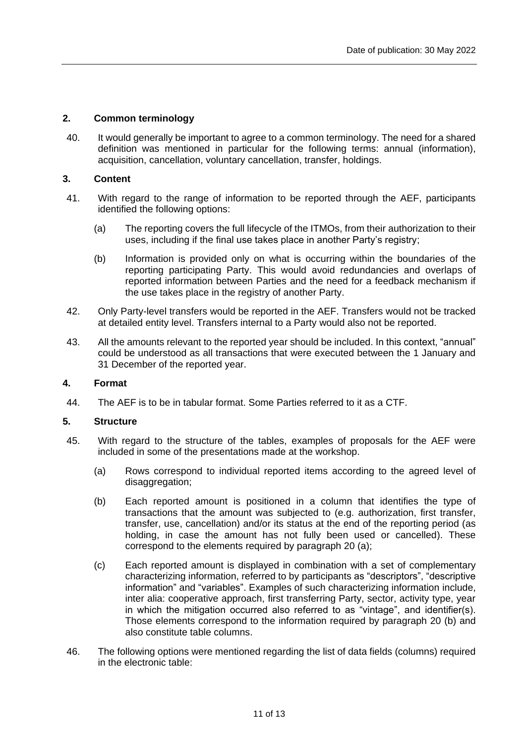### 2. Common terminology

40. It would generally be important to agree to a common terminology. The need for a shared definition was mentioned in particular for the following terms: annual (information), acquisition, cancellation, voluntary cancellation, transfer, holdings.

### 3. Content

41. With regard to the range of information to be reported through the AEF, participants identified the following options:

    (a) The reporting covers the full lifecycle of the ITMOs, from their authorization to their uses, including if the final use takes place in another Party's registry;

    (b) Information is provided only on what is occurring within the boundaries of the reporting participating Party. This would avoid redundancies and overlaps of reported information between Parties and the need for a feedback mechanism if the use takes place in the registry of another Party.

42. Only Party-level transfers would be reported in the AEF. Transfers would not be tracked at detailed entity level. Transfers internal to a Party would also not be reported.

43. All the amounts relevant to the reported year should be included. In this context, "annual" could be understood as all transactions that were executed between the 1 January and 31 December of the reported year.

### 4. Format

44. The AEF is to be in tabular format. Some Parties referred to it as a CTF.

### 5. Structure

45. With regard to the structure of the tables, examples of proposals for the AEF were included in some of the presentations made at the workshop.

    (a) Rows correspond to individual reported items according to the agreed level of disaggregation;

    (b) Each reported amount is positioned in a column that identifies the type of transactions that the amount was subjected to (e.g. authorization, first transfer, transfer, use, cancellation) and/or its status at the end of the reporting period (as holding, in case the amount has not fully been used or cancelled). These correspond to the elements required by paragraph 20 (a);

    (c) Each reported amount is displayed in combination with a set of complementary characterizing information, referred to by participants as "descriptors", "descriptive information" and "variables". Examples of such characterizing information include, inter alia: cooperative approach, first transferring Party, sector, activity type, year in which the mitigation occurred also referred to as "vintage", and identifier(s). Those elements correspond to the information required by paragraph 20 (b) and also constitute table columns.

46. The following options were mentioned regarding the list of data fields (columns) required in the electronic table: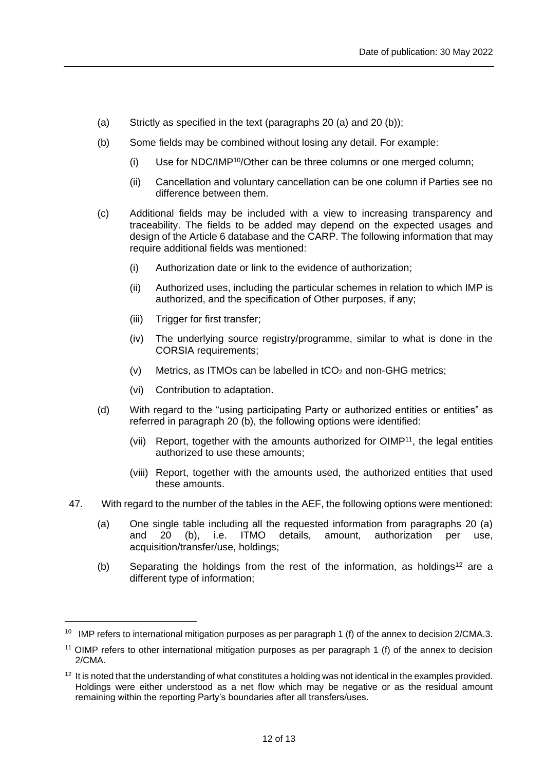(a) Strictly as specified in the text (paragraphs 20 (a) and 20 (b));

(b) Some fields may be combined without losing any detail. For example:

 (i) Use for NDC/IMP[10]/Other can be three columns or one merged column;

 (ii) Cancellation and voluntary cancellation can be one column if Parties see no difference between them.

(c) Additional fields may be included with a view to increasing transparency and traceability. The fields to be added may depend on the expected usages and design of the Article 6 database and the CARP. The following information that may require additional fields was mentioned:

 (i) Authorization date or link to the evidence of authorization;

 (ii) Authorized uses, including the particular schemes in relation to which IMP is authorized, and the specification of Other purposes, if any;

 (iii) Trigger for first transfer;

 (iv) The underlying source registry/programme, similar to what is done in the CORSIA requirements;

 (v) Metrics, as ITMOs can be labelled in $tCO_2$ and non-GHG metrics;

 (vi) Contribution to adaptation.

(d) With regard to the "using participating Party or authorized entities or entities" as referred in paragraph 20 (b), the following options were identified:

 (vii) Report, together with the amounts authorized for OIMP[11], the legal entities authorized to use these amounts;

 (viii) Report, together with the amounts used, the authorized entities that used these amounts.

47. With regard to the number of the tables in the AEF, the following options were mentioned:

(a) One single table including all the requested information from paragraphs 20 (a) and 20 (b), i.e. ITMO details, amount, authorization per use, acquisition/transfer/use, holdings;

(b) Separating the holdings from the rest of the information, as holdings[12] are a different type of information;

---

[10] IMP refers to international mitigation purposes as per paragraph 1 (f) of the annex to decision 2/CMA.3.

[11] OIMP refers to other international mitigation purposes as per paragraph 1 (f) of the annex to decision 2/CMA.

[12] It is noted that the understanding of what constitutes a holding was not identical in the examples provided. Holdings were either understood as a net flow which may be negative or as the residual amount remaining within the reporting Party's boundaries after all transfers/uses.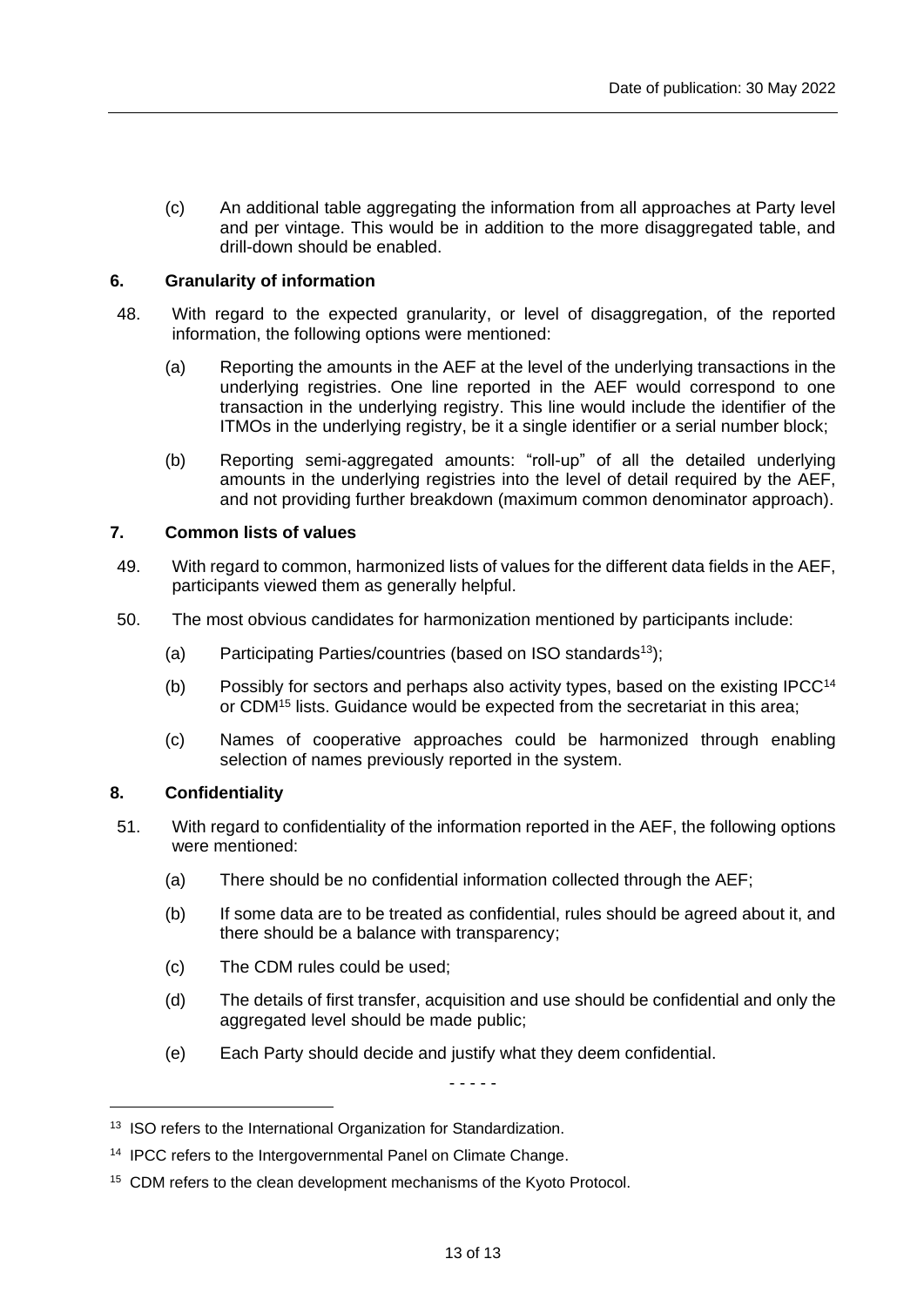(c) An additional table aggregating the information from all approaches at Party level and per vintage. This would be in addition to the more disaggregated table, and drill-down should be enabled.

### 6. Granularity of information

48. With regard to the expected granularity, or level of disaggregation, of the reported information, the following options were mentioned:

  (a) Reporting the amounts in the AEF at the level of the underlying transactions in the underlying registries. One line reported in the AEF would correspond to one transaction in the underlying registry. This line would include the identifier of the ITMOs in the underlying registry, be it a single identifier or a serial number block;

  (b) Reporting semi-aggregated amounts: "roll-up" of all the detailed underlying amounts in the underlying registries into the level of detail required by the AEF, and not providing further breakdown (maximum common denominator approach).

### 7. Common lists of values

49. With regard to common, harmonized lists of values for the different data fields in the AEF, participants viewed them as generally helpful.

50. The most obvious candidates for harmonization mentioned by participants include:

  (a) Participating Parties/countries (based on ISO standards[13]);

  (b) Possibly for sectors and perhaps also activity types, based on the existing IPCC[14] or CDM[15] lists. Guidance would be expected from the secretariat in this area;

  (c) Names of cooperative approaches could be harmonized through enabling selection of names previously reported in the system.

### 8. Confidentiality

51. With regard to confidentiality of the information reported in the AEF, the following options were mentioned:

  (a) There should be no confidential information collected through the AEF;

  (b) If some data are to be treated as confidential, rules should be agreed about it, and there should be a balance with transparency;

  (c) The CDM rules could be used;

  (d) The details of first transfer, acquisition and use should be confidential and only the aggregated level should be made public;

  (e) Each Party should decide and justify what they deem confidential.

- - - - -

[13] ISO refers to the International Organization for Standardization.

[14] IPCC refers to the Intergovernmental Panel on Climate Change.

[15] CDM refers to the clean development mechanisms of the Kyoto Protocol.